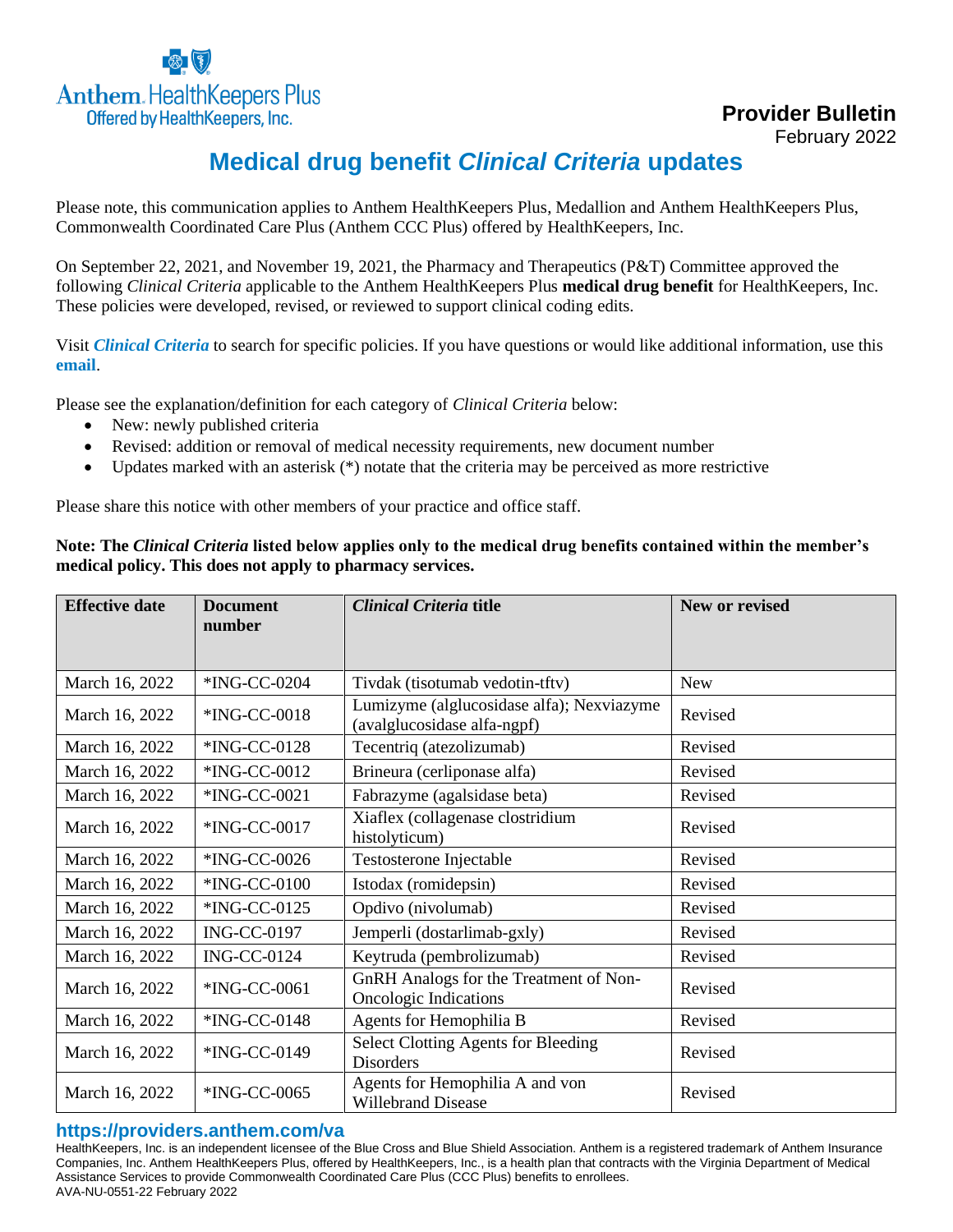Anthem HealthKeepers Plus
Offered by HealthKeepers, Inc.

**Provider Bulletin**
February 2022

# Medical drug benefit *Clinical Criteria* updates

Please note, this communication applies to Anthem HealthKeepers Plus, Medallion and Anthem HealthKeepers Plus, Commonwealth Coordinated Care Plus (Anthem CCC Plus) offered by HealthKeepers, Inc.

On September 22, 2021, and November 19, 2021, the Pharmacy and Therapeutics (P&T) Committee approved the following *Clinical Criteria* applicable to the Anthem HealthKeepers Plus **medical drug benefit** for HealthKeepers, Inc. These policies were developed, revised, or reviewed to support clinical coding edits.

Visit ***Clinical Criteria*** to search for specific policies. If you have questions or would like additional information, use this **email**.

Please see the explanation/definition for each category of *Clinical Criteria* below:

- New: newly published criteria
- Revised: addition or removal of medical necessity requirements, new document number
- Updates marked with an asterisk (*) notate that the criteria may be perceived as more restrictive

Please share this notice with other members of your practice and office staff.

**Note: The *Clinical Criteria* listed below applies only to the medical drug benefits contained within the member's medical policy. This does not apply to pharmacy services.**

| Effective date | Document number | *Clinical Criteria* title | New or revised |
|---|---|---|---|
| March 16, 2022 | *ING-CC-0204 | Tivdak (tisotumab vedotin-tftv) | New |
| March 16, 2022 | *ING-CC-0018 | Lumizyme (alglucosidase alfa); Nexviazyme (avalglucosidase alfa-ngpf) | Revised |
| March 16, 2022 | *ING-CC-0128 | Tecentriq (atezolizumab) | Revised |
| March 16, 2022 | *ING-CC-0012 | Brineura (cerliponase alfa) | Revised |
| March 16, 2022 | *ING-CC-0021 | Fabrazyme (agalsidase beta) | Revised |
| March 16, 2022 | *ING-CC-0017 | Xiaflex (collagenase clostridium histolyticum) | Revised |
| March 16, 2022 | *ING-CC-0026 | Testosterone Injectable | Revised |
| March 16, 2022 | *ING-CC-0100 | Istodax (romidepsin) | Revised |
| March 16, 2022 | *ING-CC-0125 | Opdivo (nivolumab) | Revised |
| March 16, 2022 | ING-CC-0197 | Jemperli (dostarlimab-gxly) | Revised |
| March 16, 2022 | ING-CC-0124 | Keytruda (pembrolizumab) | Revised |
| March 16, 2022 | *ING-CC-0061 | GnRH Analogs for the Treatment of Non-Oncologic Indications | Revised |
| March 16, 2022 | *ING-CC-0148 | Agents for Hemophilia B | Revised |
| March 16, 2022 | *ING-CC-0149 | Select Clotting Agents for Bleeding Disorders | Revised |
| March 16, 2022 | *ING-CC-0065 | Agents for Hemophilia A and von Willebrand Disease | Revised |

**https://providers.anthem.com/va**

HealthKeepers, Inc. is an independent licensee of the Blue Cross and Blue Shield Association. Anthem is a registered trademark of Anthem Insurance Companies, Inc. Anthem HealthKeepers Plus, offered by HealthKeepers, Inc., is a health plan that contracts with the Virginia Department of Medical Assistance Services to provide Commonwealth Coordinated Care Plus (CCC Plus) benefits to enrollees.
AVA-NU-0551-22 February 2022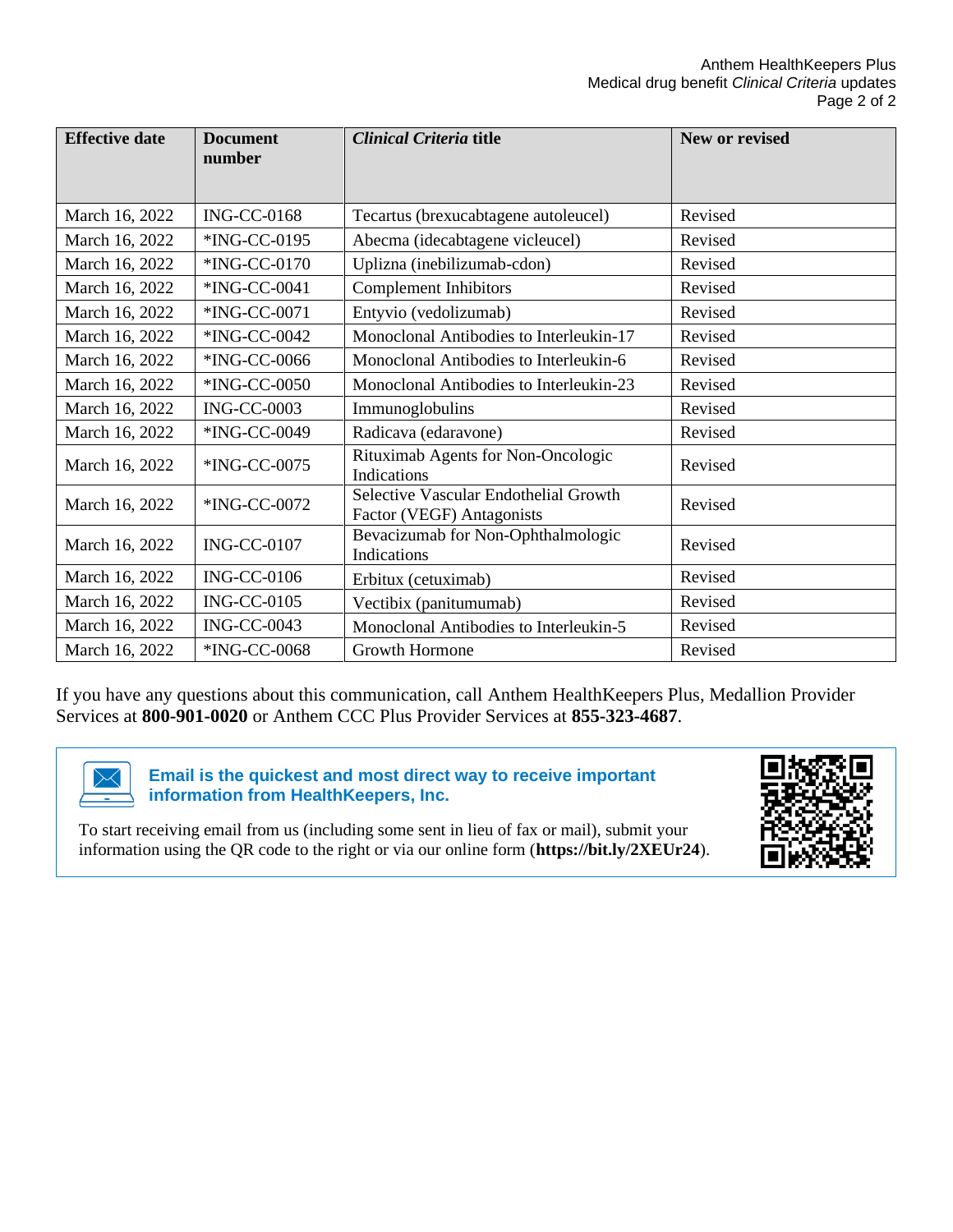| Effective date | Document number | *Clinical Criteria* title | New or revised |
|---|---|---|---|
| March 16, 2022 | ING-CC-0168 | Tecartus (brexucabtagene autoleucel) | Revised |
| March 16, 2022 | *ING-CC-0195 | Abecma (idecabtagene vicleucel) | Revised |
| March 16, 2022 | *ING-CC-0170 | Uplizna (inebilizumab-cdon) | Revised |
| March 16, 2022 | *ING-CC-0041 | Complement Inhibitors | Revised |
| March 16, 2022 | *ING-CC-0071 | Entyvio (vedolizumab) | Revised |
| March 16, 2022 | *ING-CC-0042 | Monoclonal Antibodies to Interleukin-17 | Revised |
| March 16, 2022 | *ING-CC-0066 | Monoclonal Antibodies to Interleukin-6 | Revised |
| March 16, 2022 | *ING-CC-0050 | Monoclonal Antibodies to Interleukin-23 | Revised |
| March 16, 2022 | ING-CC-0003 | Immunoglobulins | Revised |
| March 16, 2022 | *ING-CC-0049 | Radicava (edaravone) | Revised |
| March 16, 2022 | *ING-CC-0075 | Rituximab Agents for Non-Oncologic Indications | Revised |
| March 16, 2022 | *ING-CC-0072 | Selective Vascular Endothelial Growth Factor (VEGF) Antagonists | Revised |
| March 16, 2022 | ING-CC-0107 | Bevacizumab for Non-Ophthalmologic Indications | Revised |
| March 16, 2022 | ING-CC-0106 | Erbitux (cetuximab) | Revised |
| March 16, 2022 | ING-CC-0105 | Vectibix (panitumumab) | Revised |
| March 16, 2022 | ING-CC-0043 | Monoclonal Antibodies to Interleukin-5 | Revised |
| March 16, 2022 | *ING-CC-0068 | Growth Hormone | Revised |

If you have any questions about this communication, call Anthem HealthKeepers Plus, Medallion Provider Services at **800-901-0020** or Anthem CCC Plus Provider Services at **855-323-4687**.

**Email is the quickest and most direct way to receive important information from HealthKeepers, Inc.**

To start receiving email from us (including some sent in lieu of fax or mail), submit your information using the QR code to the right or via our online form (**https://bit.ly/2XEUr24**).